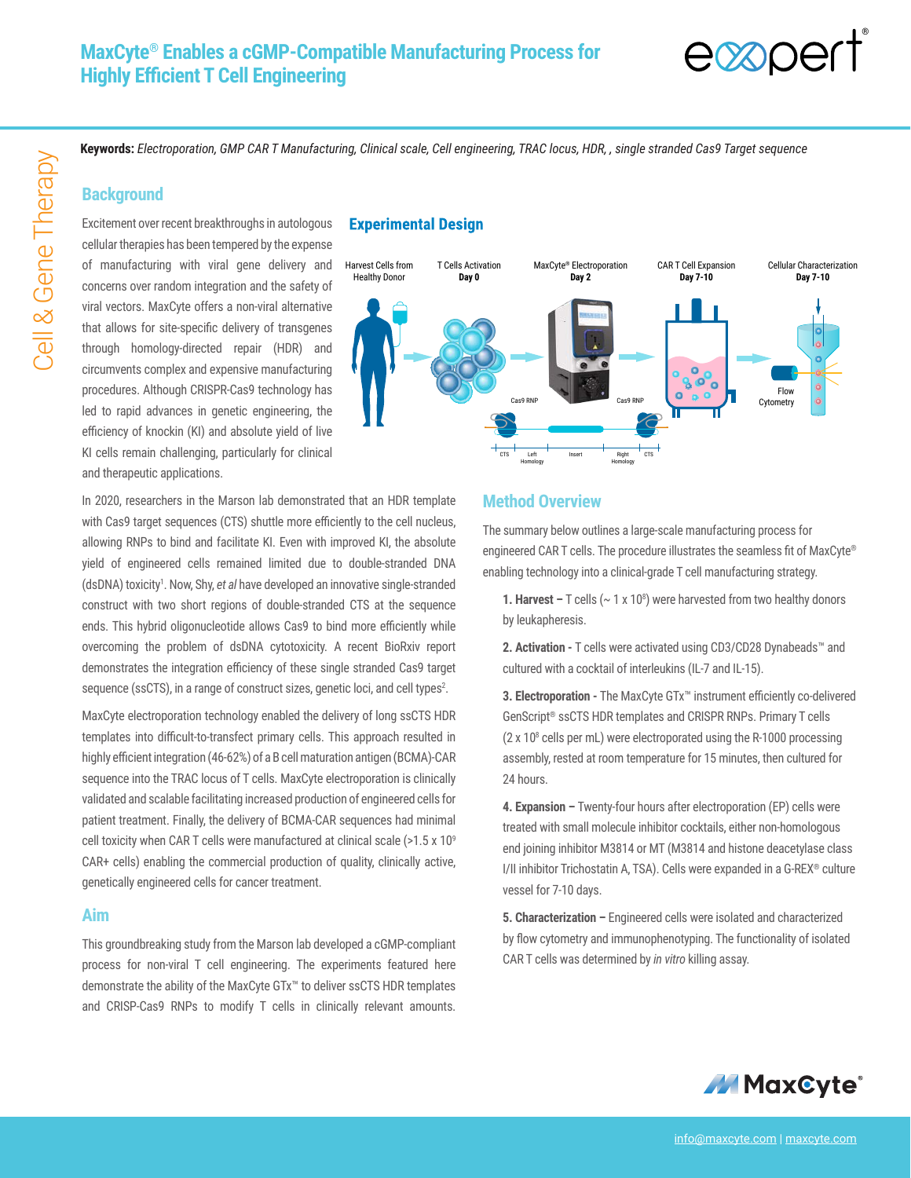# MaxCyte® Enables a cGMP-Compatible Manufacturing Process for Highly Efficient T Cell Engineering

**Keywords:** *Electroporation, GMP CAR T Manufacturing, Clinical scale, Cell engineering, TRAC locus, HDR, , single stranded Cas9 Target sequence*

## Background

Excitement over recent breakthroughs in autologous cellular therapies has been tempered by the expense of manufacturing with viral gene delivery and concerns over random integration and the safety of viral vectors. MaxCyte offers a non-viral alternative that allows for site-specific delivery of transgenes through homology-directed repair (HDR) and circumvents complex and expensive manufacturing procedures. Although CRISPR-Cas9 technology has led to rapid advances in genetic engineering, the efficiency of knockin (KI) and absolute yield of live KI cells remain challenging, particularly for clinical and therapeutic applications.

In 2020, researchers in the Marson lab demonstrated that an HDR template with Cas9 target sequences (CTS) shuttle more efficiently to the cell nucleus, allowing RNPs to bind and facilitate KI. Even with improved KI, the absolute yield of engineered cells remained limited due to double-stranded DNA (dsDNA) toxicity[1]. Now, Shy, *et al* have developed an innovative single-stranded construct with two short regions of double-stranded CTS at the sequence ends. This hybrid oligonucleotide allows Cas9 to bind more efficiently while overcoming the problem of dsDNA cytotoxicity. A recent BioRxiv report demonstrates the integration efficiency of these single stranded Cas9 target sequence (ssCTS), in a range of construct sizes, genetic loci, and cell types[2].

MaxCyte electroporation technology enabled the delivery of long ssCTS HDR templates into difficult-to-transfect primary cells. This approach resulted in highly efficient integration (46-62%) of a B cell maturation antigen (BCMA)-CAR sequence into the TRAC locus of T cells. MaxCyte electroporation is clinically validated and scalable facilitating increased production of engineered cells for patient treatment. Finally, the delivery of BCMA-CAR sequences had minimal cell toxicity when CAR T cells were manufactured at clinical scale (>1.5 x $10^9$ CAR+ cells) enabling the commercial production of quality, clinically active, genetically engineered cells for cancer treatment.

## Aim

This groundbreaking study from the Marson lab developed a cGMP-compliant process for non-viral T cell engineering. The experiments featured here demonstrate the ability of the MaxCyte GTx™ to deliver ssCTS HDR templates and CRISP-Cas9 RNPs to modify T cells in clinically relevant amounts.

## Experimental Design

Harvest Cells from Healthy Donor → T Cells Activation **Day 0** → MaxCyte® Electroporation **Day 2** → CAR T Cell Expansion **Day 7-10** → Cellular Characterization **Day 7-10**

Cas9 RNP | CTS | Left Homology | Insert | Right Homology | CTS | Cas9 RNP

Flow Cytometry

## Method Overview

The summary below outlines a large-scale manufacturing process for engineered CAR T cells. The procedure illustrates the seamless fit of MaxCyte® enabling technology into a clinical-grade T cell manufacturing strategy.

1. **Harvest –** T cells (~ 1 x $10^8$) were harvested from two healthy donors by leukapheresis.
2. **Activation -** T cells were activated using CD3/CD28 Dynabeads™ and cultured with a cocktail of interleukins (IL-7 and IL-15).
3. **Electroporation -** The MaxCyte GTx™ instrument efficiently co-delivered GenScript® ssCTS HDR templates and CRISPR RNPs. Primary T cells (2 x $10^8$ cells per mL) were electroporated using the R-1000 processing assembly, rested at room temperature for 15 minutes, then cultured for 24 hours.
4. **Expansion –** Twenty-four hours after electroporation (EP) cells were treated with small molecule inhibitor cocktails, either non-homologous end joining inhibitor M3814 or MT (M3814 and histone deacetylase class I/II inhibitor Trichostatin A, TSA). Cells were expanded in a G-REX® culture vessel for 7-10 days.
5. **Characterization –** Engineered cells were isolated and characterized by flow cytometry and immunophenotyping. The functionality of isolated CAR T cells was determined by *in vitro* killing assay.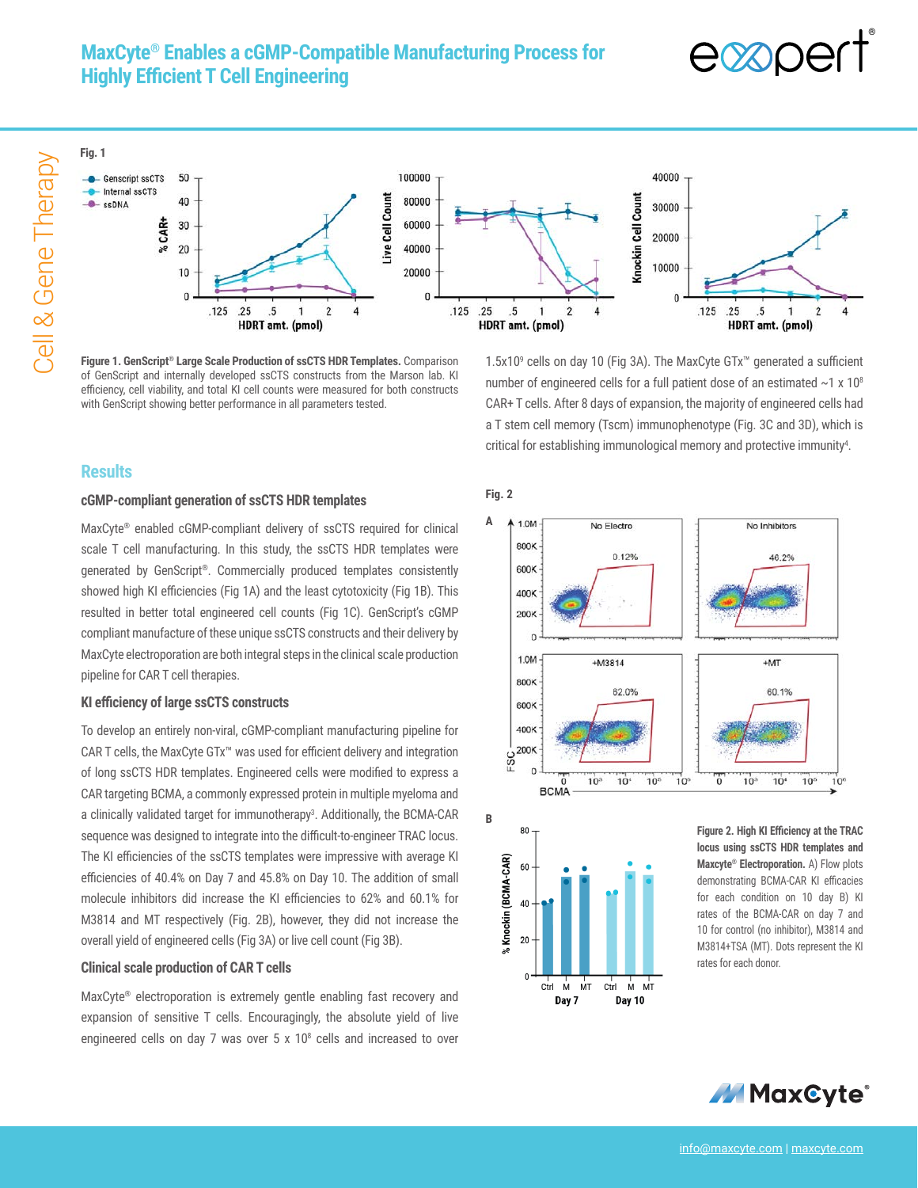# MaxCyte® Enables a cGMP-Compatible Manufacturing Process for Highly Efficient T Cell Engineering

Fig. 1

**Figure 1. GenScript® Large Scale Production of ssCTS HDR Templates.** Comparison of GenScript and internally developed ssCTS constructs from the Marson lab. KI efficiency, cell viability, and total KI cell counts were measured for both constructs with GenScript showing better performance in all parameters tested.

## Results

### cGMP-compliant generation of ssCTS HDR templates

MaxCyte® enabled cGMP-compliant delivery of ssCTS required for clinical scale T cell manufacturing. In this study, the ssCTS HDR templates were generated by GenScript®. Commercially produced templates consistently showed high KI efficiencies (Fig 1A) and the least cytotoxicity (Fig 1B). This resulted in better total engineered cell counts (Fig 1C). GenScript's cGMP compliant manufacture of these unique ssCTS constructs and their delivery by MaxCyte electroporation are both integral steps in the clinical scale production pipeline for CAR T cell therapies.

### KI efficiency of large ssCTS constructs

To develop an entirely non-viral, cGMP-compliant manufacturing pipeline for CAR T cells, the MaxCyte GTx™ was used for efficient delivery and integration of long ssCTS HDR templates. Engineered cells were modified to express a CAR targeting BCMA, a commonly expressed protein in multiple myeloma and a clinically validated target for immunotherapy[3]. Additionally, the BCMA-CAR sequence was designed to integrate into the difficult-to-engineer TRAC locus. The KI efficiencies of the ssCTS templates were impressive with average KI efficiencies of 40.4% on Day 7 and 45.8% on Day 10. The addition of small molecule inhibitors did increase the KI efficiencies to 62% and 60.1% for M3814 and MT respectively (Fig. 2B), however, they did not increase the overall yield of engineered cells (Fig 3A) or live cell count (Fig 3B).

### Clinical scale production of CAR T cells

MaxCyte® electroporation is extremely gentle enabling fast recovery and expansion of sensitive T cells. Encouragingly, the absolute yield of live engineered cells on day 7 was over $5 \times 10^8$ cells and increased to over $1.5 \times 10^9$ cells on day 10 (Fig 3A). The MaxCyte GTx™ generated a sufficient number of engineered cells for a full patient dose of an estimated $\sim 1 \times 10^8$ CAR+ T cells. After 8 days of expansion, the majority of engineered cells had a T stem cell memory (Tscm) immunophenotype (Fig. 3C and 3D), which is critical for establishing immunological memory and protective immunity[4].

Fig. 2

**Figure 2. High KI Efficiency at the TRAC locus using ssCTS HDR templates and Maxcyte® Electroporation.** A) Flow plots demonstrating BCMA-CAR KI efficacies for each condition on 10 day B) KI rates of the BCMA-CAR on day 7 and 10 for control (no inhibitor), M3814 and M3814+TSA (MT). Dots represent the KI rates for each donor.

info@maxcyte.com | maxcyte.com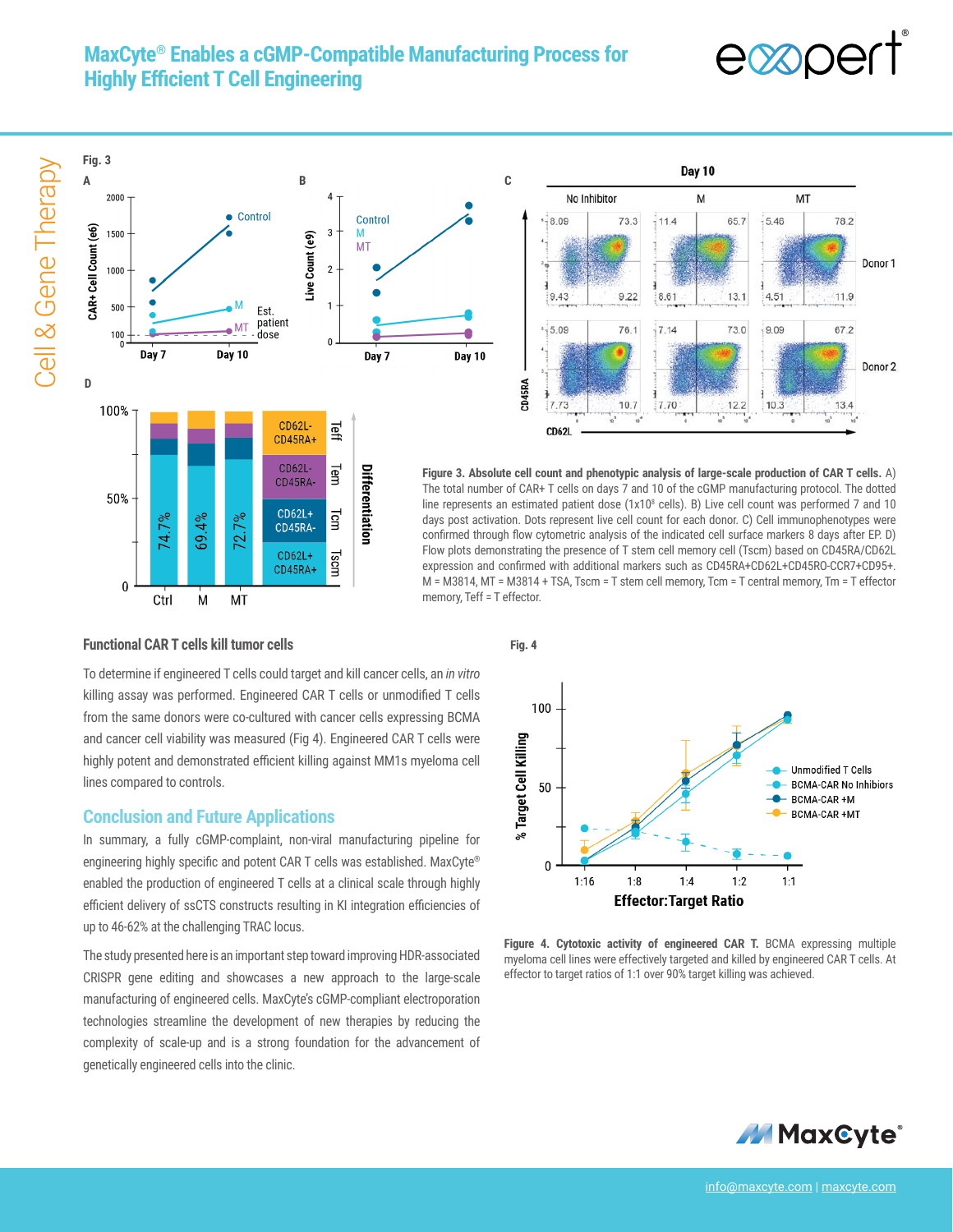Fig. 3

Figure 3. Absolute cell count and phenotypic analysis of large-scale production of CAR T cells. A) The total number of CAR+ T cells on days 7 and 10 of the cGMP manufacturing protocol. The dotted line represents an estimated patient dose ($1x10^8$ cells). B) Live cell count was performed 7 and 10 days post activation. Dots represent live cell count for each donor. C) Cell immunophenotypes were confirmed through flow cytometric analysis of the indicated cell surface markers 8 days after EP. D) Flow plots demonstrating the presence of T stem cell memory cell (Tscm) based on CD45RA/CD62L expression and confirmed with additional markers such as CD45RA+CD62L+CD45RO-CCR7+CD95+. M = M3814, MT = M3814 + TSA, Tscm = T stem cell memory, Tcm = T central memory, Tm = T effector memory, Teff = T effector.

## Functional CAR T cells kill tumor cells

To determine if engineered T cells could target and kill cancer cells, an *in vitro* killing assay was performed. Engineered CAR T cells or unmodified T cells from the same donors were co-cultured with cancer cells expressing BCMA and cancer cell viability was measured (Fig 4). Engineered CAR T cells were highly potent and demonstrated efficient killing against MM1s myeloma cell lines compared to controls.

## Conclusion and Future Applications

In summary, a fully cGMP-complaint, non-viral manufacturing pipeline for engineering highly specific and potent CAR T cells was established. MaxCyte® enabled the production of engineered T cells at a clinical scale through highly efficient delivery of ssCTS constructs resulting in KI integration efficiencies of up to 46-62% at the challenging TRAC locus.

The study presented here is an important step toward improving HDR-associated CRISPR gene editing and showcases a new approach to the large-scale manufacturing of engineered cells. MaxCyte's cGMP-compliant electroporation technologies streamline the development of new therapies by reducing the complexity of scale-up and is a strong foundation for the advancement of genetically engineered cells into the clinic.

Fig. 4

Figure 4. Cytotoxic activity of engineered CAR T. BCMA expressing multiple myeloma cell lines were effectively targeted and killed by engineered CAR T cells. At effector to target ratios of 1:1 over 90% target killing was achieved.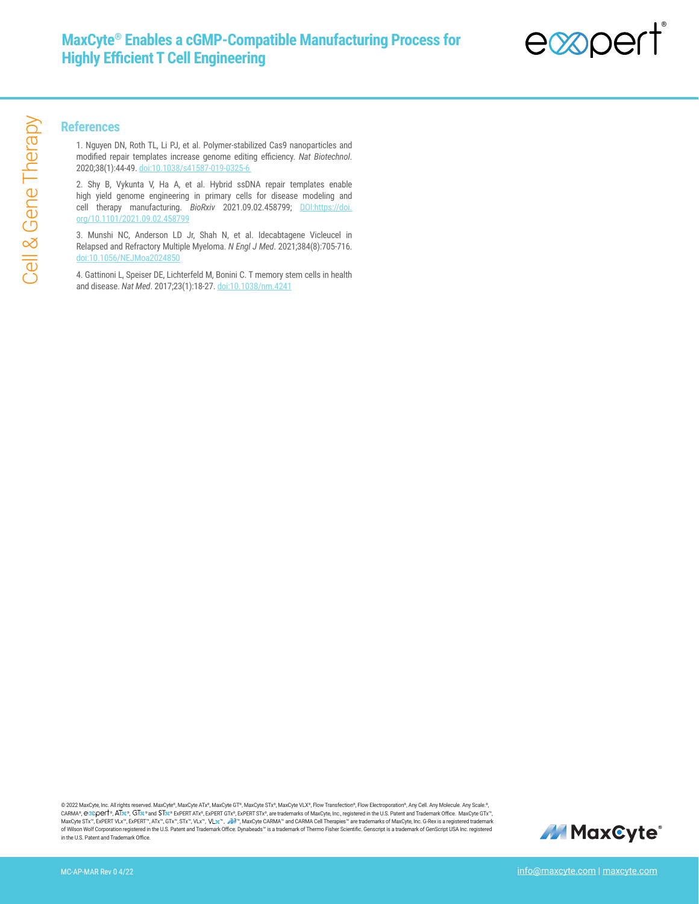## References

1. Nguyen DN, Roth TL, Li PJ, et al. Polymer-stabilized Cas9 nanoparticles and modified repair templates increase genome editing efficiency. *Nat Biotechnol*. 2020;38(1):44-49. doi:10.1038/s41587-019-0325-6

2. Shy B, Vykunta V, Ha A, et al. Hybrid ssDNA repair templates enable high yield genome engineering in primary cells for disease modeling and cell therapy manufacturing. *BioRxiv* 2021.09.02.458799; DOI:https://doi.org/10.1101/2021.09.02.458799

3. Munshi NC, Anderson LD Jr, Shah N, et al. Idecabtagene Vicleucel in Relapsed and Refractory Multiple Myeloma. *N Engl J Med*. 2021;384(8):705-716. doi:10.1056/NEJMoa2024850

4. Gattinoni L, Speiser DE, Lichterfeld M, Bonini C. T memory stem cells in health and disease. *Nat Med*. 2017;23(1):18-27. doi:10.1038/nm.4241

© 2022 MaxCyte, Inc. All rights reserved. MaxCyte®, MaxCyte ATx®, MaxCyte GT®, MaxCyte STx®, MaxCyte VLX®, Flow Transfection®, Flow Electroporation®, Any Cell. Any Molecule. Any Scale.®, CARMA®, ExPERT®, ATx®, GTx® and STx® ExPERT ATx®, ExPERT GTx®, ExPERT STx®, are trademarks of MaxCyte, Inc., registered in the U.S. Patent and Trademark Office. MaxCyte GTx™, MaxCyte STx™, ExPERT VLx™, ExPERT™, ATx™, GTx™, STx™, VLx™, VLx™, ™, MaxCyte CARMA™ and CARMA Cell Therapies™ are trademarks of MaxCyte, Inc. G-Rex is a registered trademark of Wilson Wolf Corporation registered in the U.S. Patent and Trademark Office. Dynabeads™ is a trademark of Thermo Fisher Scientific. Genscript is a trademark of GenScript USA Inc. registered in the U.S. Patent and Trademark Office.

MC-AP-MAR Rev 0 4/22

info@maxcyte.com | maxcyte.com